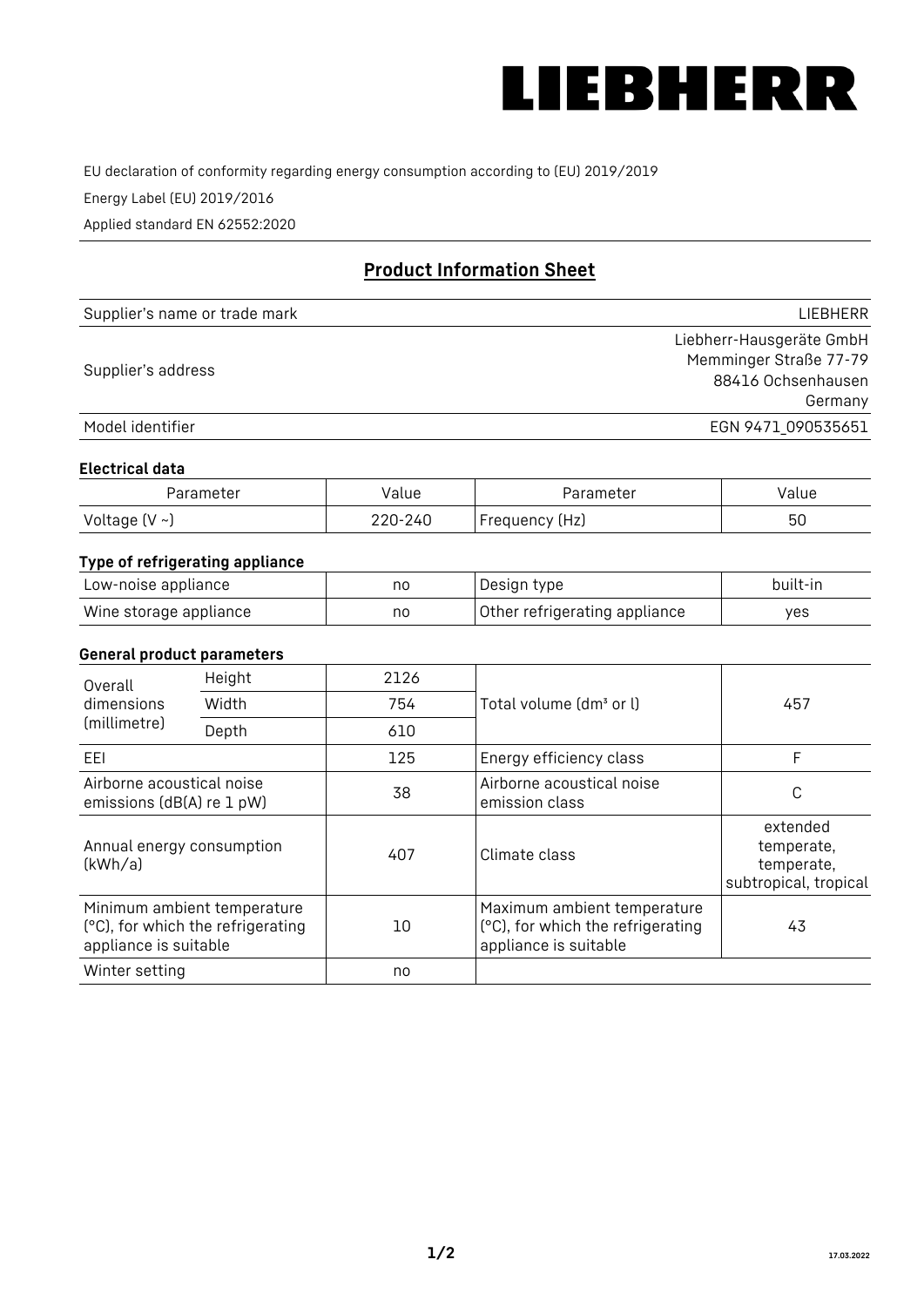# LIEBHERR

EU declaration of conformity regarding energy consumption according to (EU) 2019/2019

Energy Label (EU) 2019/2016

Applied standard EN 62552:2020

## Product Information Sheet

| | |
|---|---|
| Supplier's name or trade mark | LIEBHERR |
| Supplier's address | Liebherr-Hausgeräte GmbH<br>Memminger Straße 77-79<br>88416 Ochsenhausen<br>Germany |
| Model identifier | EGN 9471_090535651 |

### Electrical data

| Parameter | Value | Parameter | Value |
|---|---|---|---|
| Voltage (V ~) | 220-240 | Frequency (Hz) | 50 |

### Type of refrigerating appliance

| | | | |
|---|---|---|---|
| Low-noise appliance | no | Design type | built-in |
| Wine storage appliance | no | Other refrigerating appliance | yes |

### General product parameters

| | | | | |
|---|---|---|---|---|
| Overall dimensions (millimetre) | Height | 2126 | Total volume (dm³ or l) | 457 |
| | Width | 754 | | |
| | Depth | 610 | | |
| EEI | | 125 | Energy efficiency class | F |
| Airborne acoustical noise emissions (dB(A) re 1 pW) | | 38 | Airborne acoustical noise emission class | C |
| Annual energy consumption (kWh/a) | | 407 | Climate class | extended temperate, temperate, subtropical, tropical |
| Minimum ambient temperature (°C), for which the refrigerating appliance is suitable | | 10 | Maximum ambient temperature (°C), for which the refrigerating appliance is suitable | 43 |
| Winter setting | | no | | |

17.03.2022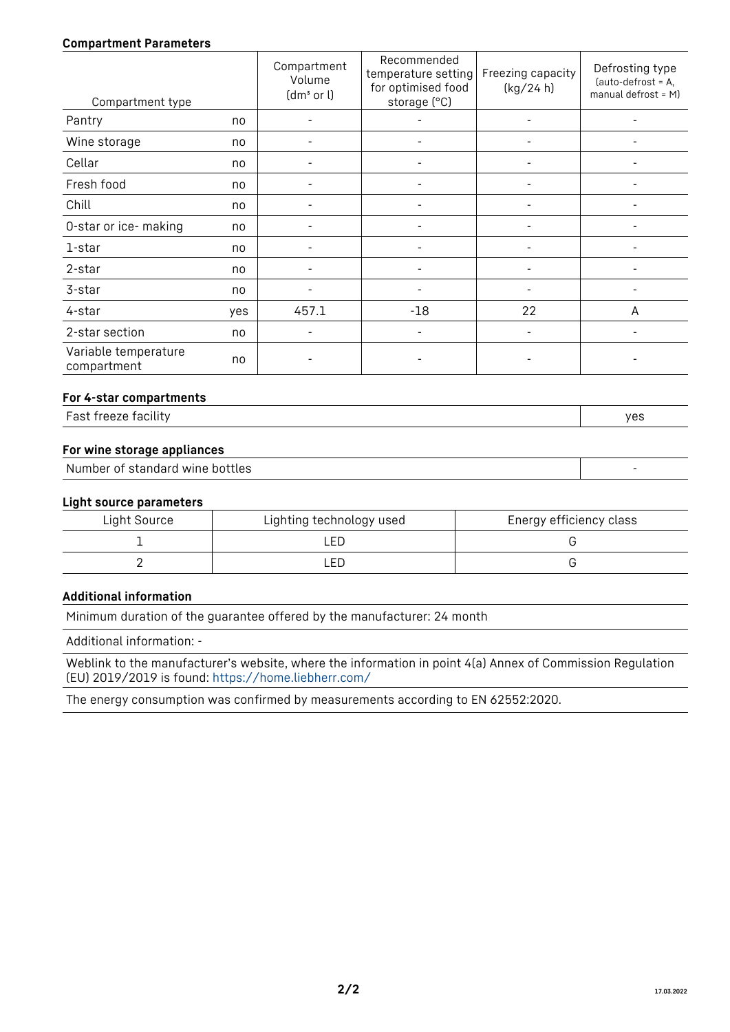**Compartment Parameters**

| Compartment type | | Compartment Volume (dm³ or l) | Recommended temperature setting for optimised food storage (°C) | Freezing capacity (kg/24 h) | Defrosting type (auto-defrost = A, manual defrost = M) |
|---|---|---|---|---|---|
| Pantry | no | - | - | - | - |
| Wine storage | no | - | - | - | - |
| Cellar | no | - | - | - | - |
| Fresh food | no | - | - | - | - |
| Chill | no | - | - | - | - |
| 0-star or ice- making | no | - | - | - | - |
| 1-star | no | - | - | - | - |
| 2-star | no | - | - | - | - |
| 3-star | no | - | - | - | - |
| 4-star | yes | 457.1 | -18 | 22 | A |
| 2-star section | no | - | - | - | - |
| Variable temperature compartment | no | - | - | - | - |

**For 4-star compartments**

| | |
|---|---|
| Fast freeze facility | yes |

**For wine storage appliances**

| | |
|---|---|
| Number of standard wine bottles | - |

**Light source parameters**

| Light Source | Lighting technology used | Energy efficiency class |
|---|---|---|
| 1 | LED | G |
| 2 | LED | G |

**Additional information**

Minimum duration of the guarantee offered by the manufacturer: 24 month

Additional information: -

Weblink to the manufacturer's website, where the information in point 4(a) Annex of Commission Regulation (EU) 2019/2019 is found: https://home.liebherr.com/

The energy consumption was confirmed by measurements according to EN 62552:2020.

17.03.2022